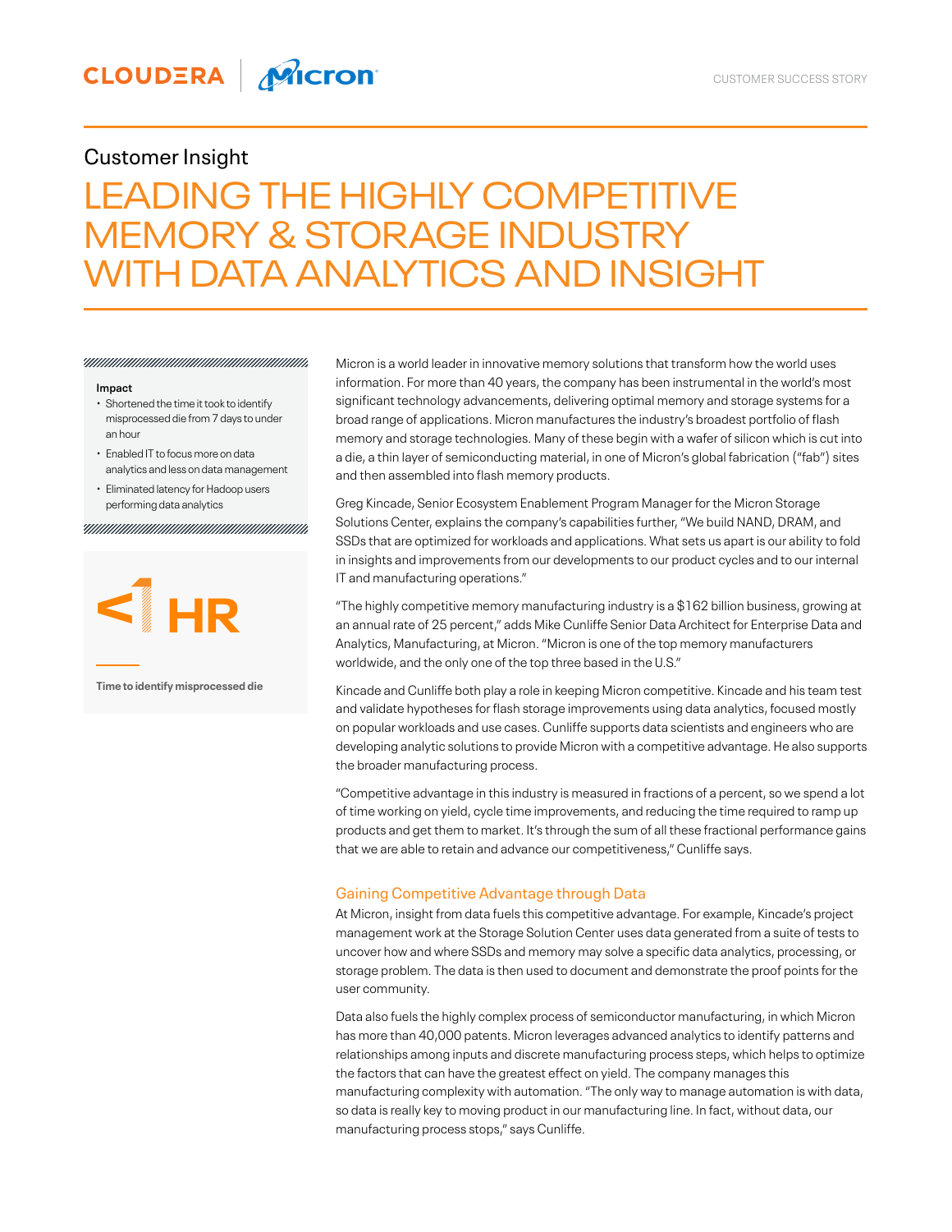CUSTOMER SUCCESS STORY

## Customer Insight

# LEADING THE HIGHLY COMPETITIVE MEMORY & STORAGE INDUSTRY WITH DATA ANALYTICS AND INSIGHT

**Impact**

- Shortened the time it took to identify misprocessed die from 7 days to under an hour
- Enabled IT to focus more on data analytics and less on data management
- Eliminated latency for Hadoop users performing data analytics

**<1 HR**

**Time to identify misprocessed die**

Micron is a world leader in innovative memory solutions that transform how the world uses information. For more than 40 years, the company has been instrumental in the world's most significant technology advancements, delivering optimal memory and storage systems for a broad range of applications. Micron manufactures the industry's broadest portfolio of flash memory and storage technologies. Many of these begin with a wafer of silicon which is cut into a die, a thin layer of semiconducting material, in one of Micron's global fabrication ("fab") sites and then assembled into flash memory products.

Greg Kincade, Senior Ecosystem Enablement Program Manager for the Micron Storage Solutions Center, explains the company's capabilities further, "We build NAND, DRAM, and SSDs that are optimized for workloads and applications. What sets us apart is our ability to fold in insights and improvements from our developments to our product cycles and to our internal IT and manufacturing operations."

"The highly competitive memory manufacturing industry is a $162 billion business, growing at an annual rate of 25 percent," adds Mike Cunliffe Senior Data Architect for Enterprise Data and Analytics, Manufacturing, at Micron. "Micron is one of the top memory manufacturers worldwide, and the only one of the top three based in the U.S."

Kincade and Cunliffe both play a role in keeping Micron competitive. Kincade and his team test and validate hypotheses for flash storage improvements using data analytics, focused mostly on popular workloads and use cases. Cunliffe supports data scientists and engineers who are developing analytic solutions to provide Micron with a competitive advantage. He also supports the broader manufacturing process.

"Competitive advantage in this industry is measured in fractions of a percent, so we spend a lot of time working on yield, cycle time improvements, and reducing the time required to ramp up products and get them to market. It's through the sum of all these fractional performance gains that we are able to retain and advance our competitiveness," Cunliffe says.

### Gaining Competitive Advantage through Data

At Micron, insight from data fuels this competitive advantage. For example, Kincade's project management work at the Storage Solution Center uses data generated from a suite of tests to uncover how and where SSDs and memory may solve a specific data analytics, processing, or storage problem. The data is then used to document and demonstrate the proof points for the user community.

Data also fuels the highly complex process of semiconductor manufacturing, in which Micron has more than 40,000 patents. Micron leverages advanced analytics to identify patterns and relationships among inputs and discrete manufacturing process steps, which helps to optimize the factors that can have the greatest effect on yield. The company manages this manufacturing complexity with automation. "The only way to manage automation is with data, so data is really key to moving product in our manufacturing line. In fact, without data, our manufacturing process stops," says Cunliffe.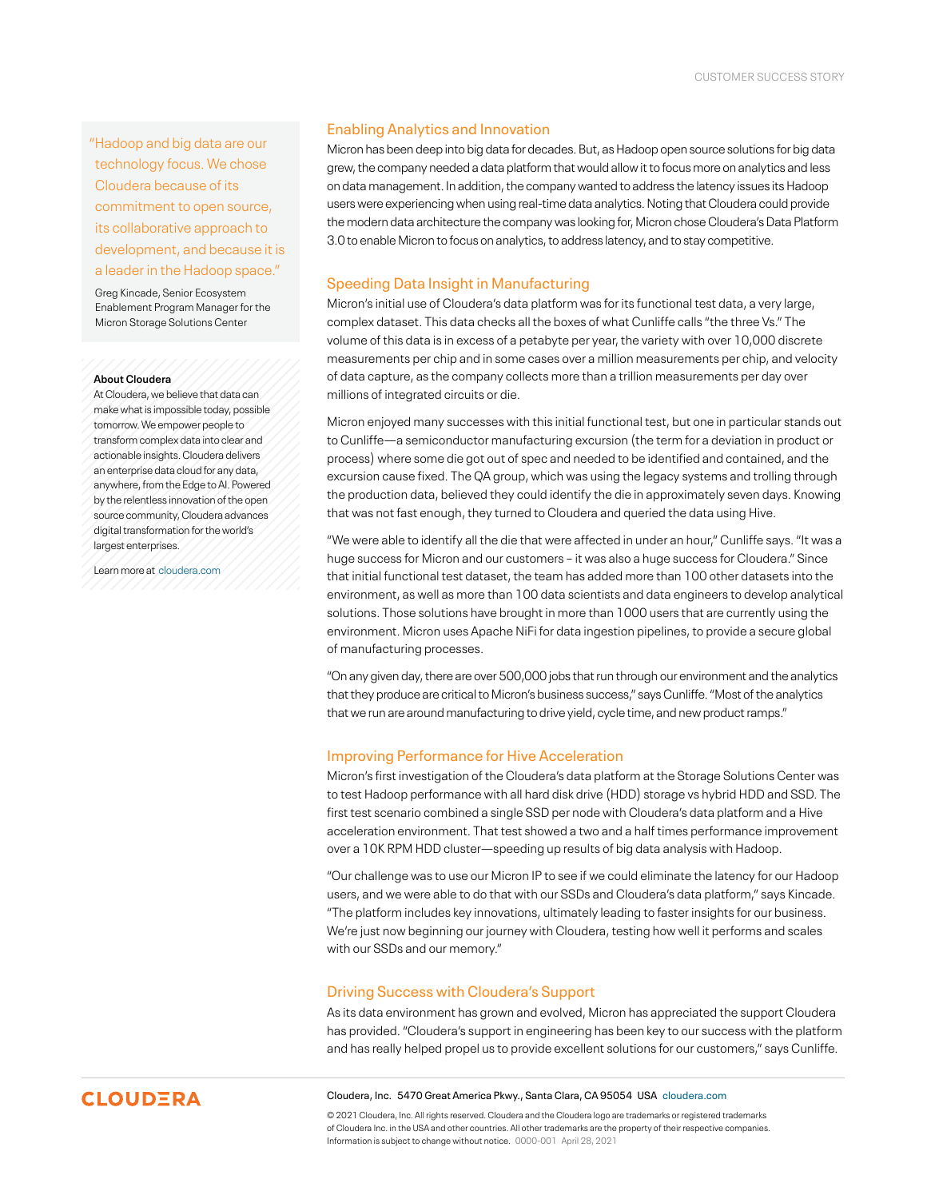> "Hadoop and big data are our technology focus. We chose Cloudera because of its commitment to open source, its collaborative approach to development, and because it is a leader in the Hadoop space."
>
> Greg Kincade, Senior Ecosystem Enablement Program Manager for the Micron Storage Solutions Center

**About Cloudera**

At Cloudera, we believe that data can make what is impossible today, possible tomorrow. We empower people to transform complex data into clear and actionable insights. Cloudera delivers an enterprise data cloud for any data, anywhere, from the Edge to AI. Powered by the relentless innovation of the open source community, Cloudera advances digital transformation for the world's largest enterprises.

Learn more at cloudera.com

## Enabling Analytics and Innovation

Micron has been deep into big data for decades. But, as Hadoop open source solutions for big data grew, the company needed a data platform that would allow it to focus more on analytics and less on data management. In addition, the company wanted to address the latency issues its Hadoop users were experiencing when using real-time data analytics. Noting that Cloudera could provide the modern data architecture the company was looking for, Micron chose Cloudera's Data Platform 3.0 to enable Micron to focus on analytics, to address latency, and to stay competitive.

## Speeding Data Insight in Manufacturing

Micron's initial use of Cloudera's data platform was for its functional test data, a very large, complex dataset. This data checks all the boxes of what Cunliffe calls "the three Vs." The volume of this data is in excess of a petabyte per year, the variety with over 10,000 discrete measurements per chip and in some cases over a million measurements per chip, and velocity of data capture, as the company collects more than a trillion measurements per day over millions of integrated circuits or die.

Micron enjoyed many successes with this initial functional test, but one in particular stands out to Cunliffe—a semiconductor manufacturing excursion (the term for a deviation in product or process) where some die got out of spec and needed to be identified and contained, and the excursion cause fixed. The QA group, which was using the legacy systems and trolling through the production data, believed they could identify the die in approximately seven days. Knowing that was not fast enough, they turned to Cloudera and queried the data using Hive.

"We were able to identify all the die that were affected in under an hour," Cunliffe says. "It was a huge success for Micron and our customers – it was also a huge success for Cloudera." Since that initial functional test dataset, the team has added more than 100 other datasets into the environment, as well as more than 100 data scientists and data engineers to develop analytical solutions. Those solutions have brought in more than 1000 users that are currently using the environment. Micron uses Apache NiFi for data ingestion pipelines, to provide a secure global of manufacturing processes.

"On any given day, there are over 500,000 jobs that run through our environment and the analytics that they produce are critical to Micron's business success," says Cunliffe. "Most of the analytics that we run are around manufacturing to drive yield, cycle time, and new product ramps."

## Improving Performance for Hive Acceleration

Micron's first investigation of the Cloudera's data platform at the Storage Solutions Center was to test Hadoop performance with all hard disk drive (HDD) storage vs hybrid HDD and SSD. The first test scenario combined a single SSD per node with Cloudera's data platform and a Hive acceleration environment. That test showed a two and a half times performance improvement over a 10K RPM HDD cluster—speeding up results of big data analysis with Hadoop.

"Our challenge was to use our Micron IP to see if we could eliminate the latency for our Hadoop users, and we were able to do that with our SSDs and Cloudera's data platform," says Kincade. "The platform includes key innovations, ultimately leading to faster insights for our business. We're just now beginning our journey with Cloudera, testing how well it performs and scales with our SSDs and our memory."

## Driving Success with Cloudera's Support

As its data environment has grown and evolved, Micron has appreciated the support Cloudera has provided. "Cloudera's support in engineering has been key to our success with the platform and has really helped propel us to provide excellent solutions for our customers," says Cunliffe.

Cloudera, Inc. 5470 Great America Pkwy., Santa Clara, CA 95054 USA cloudera.com

© 2021 Cloudera, Inc. All rights reserved. Cloudera and the Cloudera logo are trademarks or registered trademarks of Cloudera Inc. in the USA and other countries. All other trademarks are the property of their respective companies. Information is subject to change without notice. 0000-001 April 28, 2021